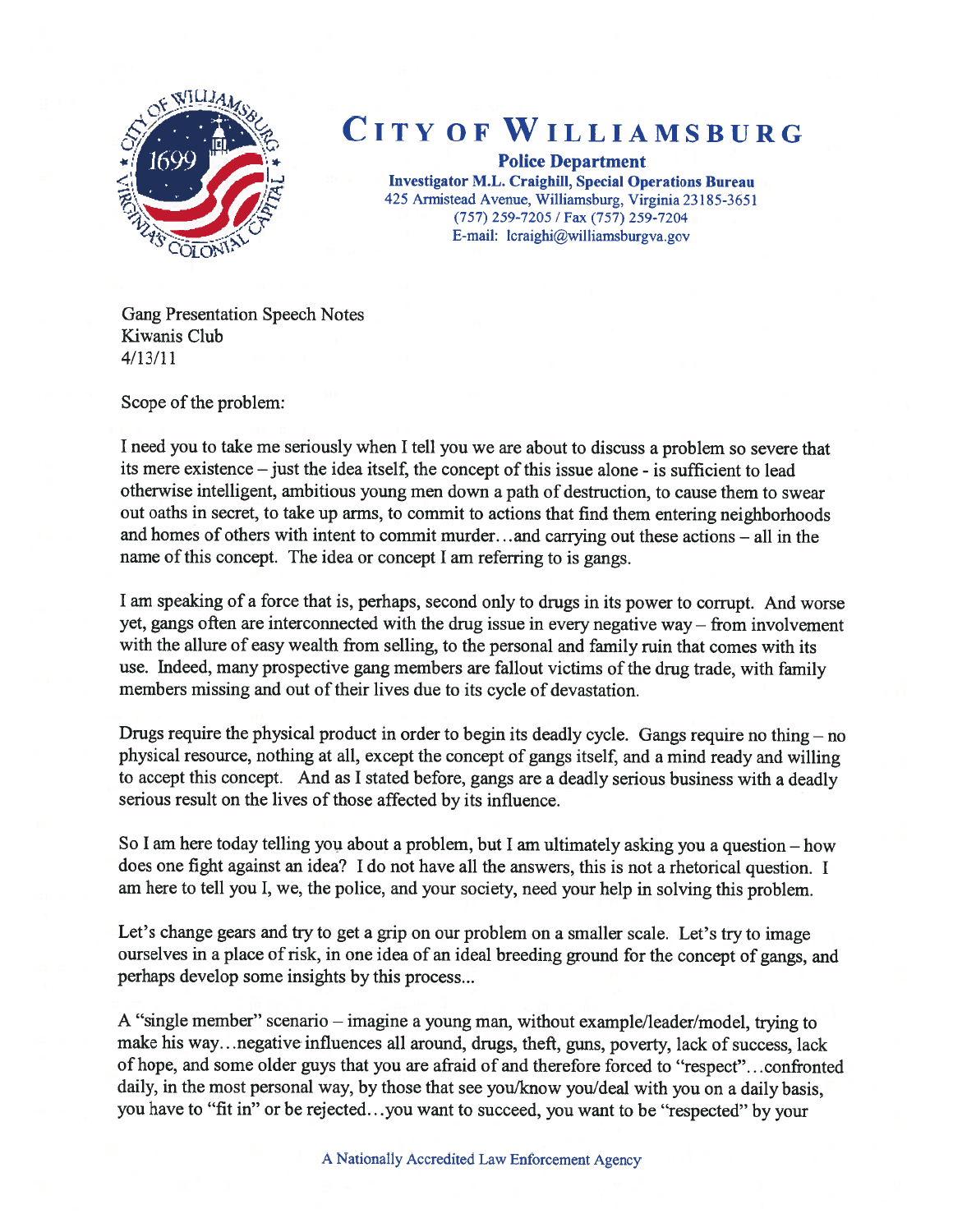# City of Williamsburg

**Police Department**
**Investigator M.L. Craighill, Special Operations Bureau**
425 Armistead Avenue, Williamsburg, Virginia 23185-3651
(757) 259-7205 / Fax (757) 259-7204
E-mail: lcraighi@williamsburgva.gov

Gang Presentation Speech Notes
Kiwanis Club
4/13/11

Scope of the problem:

I need you to take me seriously when I tell you we are about to discuss a problem so severe that its mere existence – just the idea itself, the concept of this issue alone - is sufficient to lead otherwise intelligent, ambitious young men down a path of destruction, to cause them to swear out oaths in secret, to take up arms, to commit to actions that find them entering neighborhoods and homes of others with intent to commit murder…and carrying out these actions – all in the name of this concept. The idea or concept I am referring to is gangs.

I am speaking of a force that is, perhaps, second only to drugs in its power to corrupt. And worse yet, gangs often are interconnected with the drug issue in every negative way – from involvement with the allure of easy wealth from selling, to the personal and family ruin that comes with its use. Indeed, many prospective gang members are fallout victims of the drug trade, with family members missing and out of their lives due to its cycle of devastation.

Drugs require the physical product in order to begin its deadly cycle. Gangs require no thing – no physical resource, nothing at all, except the concept of gangs itself, and a mind ready and willing to accept this concept. And as I stated before, gangs are a deadly serious business with a deadly serious result on the lives of those affected by its influence.

So I am here today telling you about a problem, but I am ultimately asking you a question – how does one fight against an idea? I do not have all the answers, this is not a rhetorical question. I am here to tell you I, we, the police, and your society, need your help in solving this problem.

Let's change gears and try to get a grip on our problem on a smaller scale. Let's try to image ourselves in a place of risk, in one idea of an ideal breeding ground for the concept of gangs, and perhaps develop some insights by this process...

A "single member" scenario – imagine a young man, without example/leader/model, trying to make his way…negative influences all around, drugs, theft, guns, poverty, lack of success, lack of hope, and some older guys that you are afraid of and therefore forced to "respect"…confronted daily, in the most personal way, by those that see you/know you/deal with you on a daily basis, you have to "fit in" or be rejected…you want to succeed, you want to be "respected" by your

A Nationally Accredited Law Enforcement Agency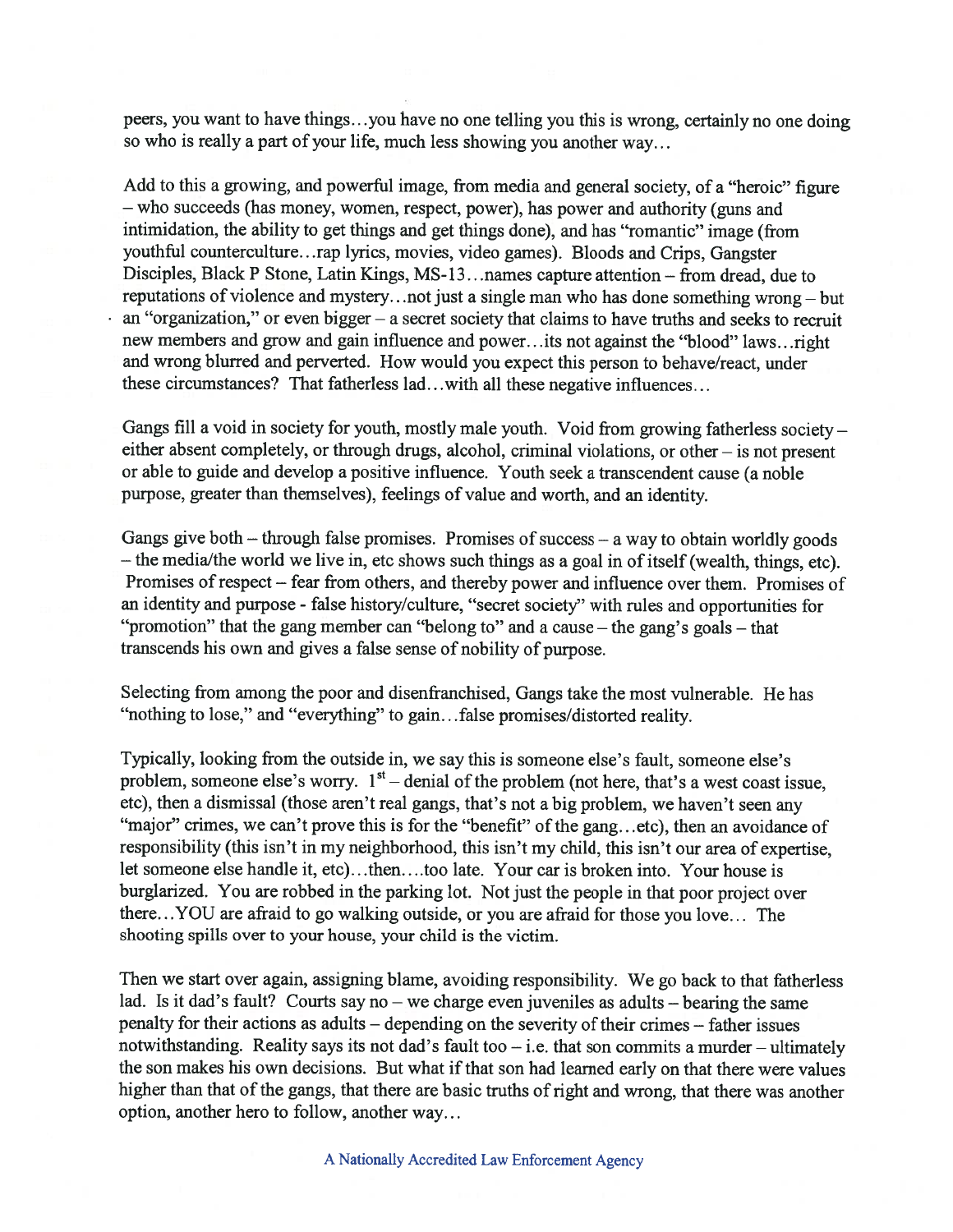peers, you want to have things…you have no one telling you this is wrong, certainly no one doing so who is really a part of your life, much less showing you another way…

Add to this a growing, and powerful image, from media and general society, of a "heroic" figure – who succeeds (has money, women, respect, power), has power and authority (guns and intimidation, the ability to get things and get things done), and has "romantic" image (from youthful counterculture…rap lyrics, movies, video games). Bloods and Crips, Gangster Disciples, Black P Stone, Latin Kings, MS-13…names capture attention – from dread, due to reputations of violence and mystery…not just a single man who has done something wrong – but an "organization," or even bigger – a secret society that claims to have truths and seeks to recruit new members and grow and gain influence and power…its not against the "blood" laws…right and wrong blurred and perverted. How would you expect this person to behave/react, under these circumstances? That fatherless lad…with all these negative influences…

Gangs fill a void in society for youth, mostly male youth. Void from growing fatherless society – either absent completely, or through drugs, alcohol, criminal violations, or other – is not present or able to guide and develop a positive influence. Youth seek a transcendent cause (a noble purpose, greater than themselves), feelings of value and worth, and an identity.

Gangs give both – through false promises. Promises of success – a way to obtain worldly goods – the media/the world we live in, etc shows such things as a goal in of itself (wealth, things, etc). Promises of respect – fear from others, and thereby power and influence over them. Promises of an identity and purpose - false history/culture, "secret society" with rules and opportunities for "promotion" that the gang member can "belong to" and a cause – the gang's goals – that transcends his own and gives a false sense of nobility of purpose.

Selecting from among the poor and disenfranchised, Gangs take the most vulnerable. He has "nothing to lose," and "everything" to gain…false promises/distorted reality.

Typically, looking from the outside in, we say this is someone else's fault, someone else's problem, someone else's worry. 1st – denial of the problem (not here, that's a west coast issue, etc), then a dismissal (those aren't real gangs, that's not a big problem, we haven't seen any "major" crimes, we can't prove this is for the "benefit" of the gang…etc), then an avoidance of responsibility (this isn't in my neighborhood, this isn't my child, this isn't our area of expertise, let someone else handle it, etc)…then….too late. Your car is broken into. Your house is burglarized. You are robbed in the parking lot. Not just the people in that poor project over there…YOU are afraid to go walking outside, or you are afraid for those you love… The shooting spills over to your house, your child is the victim.

Then we start over again, assigning blame, avoiding responsibility. We go back to that fatherless lad. Is it dad's fault? Courts say no – we charge even juveniles as adults – bearing the same penalty for their actions as adults – depending on the severity of their crimes – father issues notwithstanding. Reality says its not dad's fault too – i.e. that son commits a murder – ultimately the son makes his own decisions. But what if that son had learned early on that there were values higher than that of the gangs, that there are basic truths of right and wrong, that there was another option, another hero to follow, another way…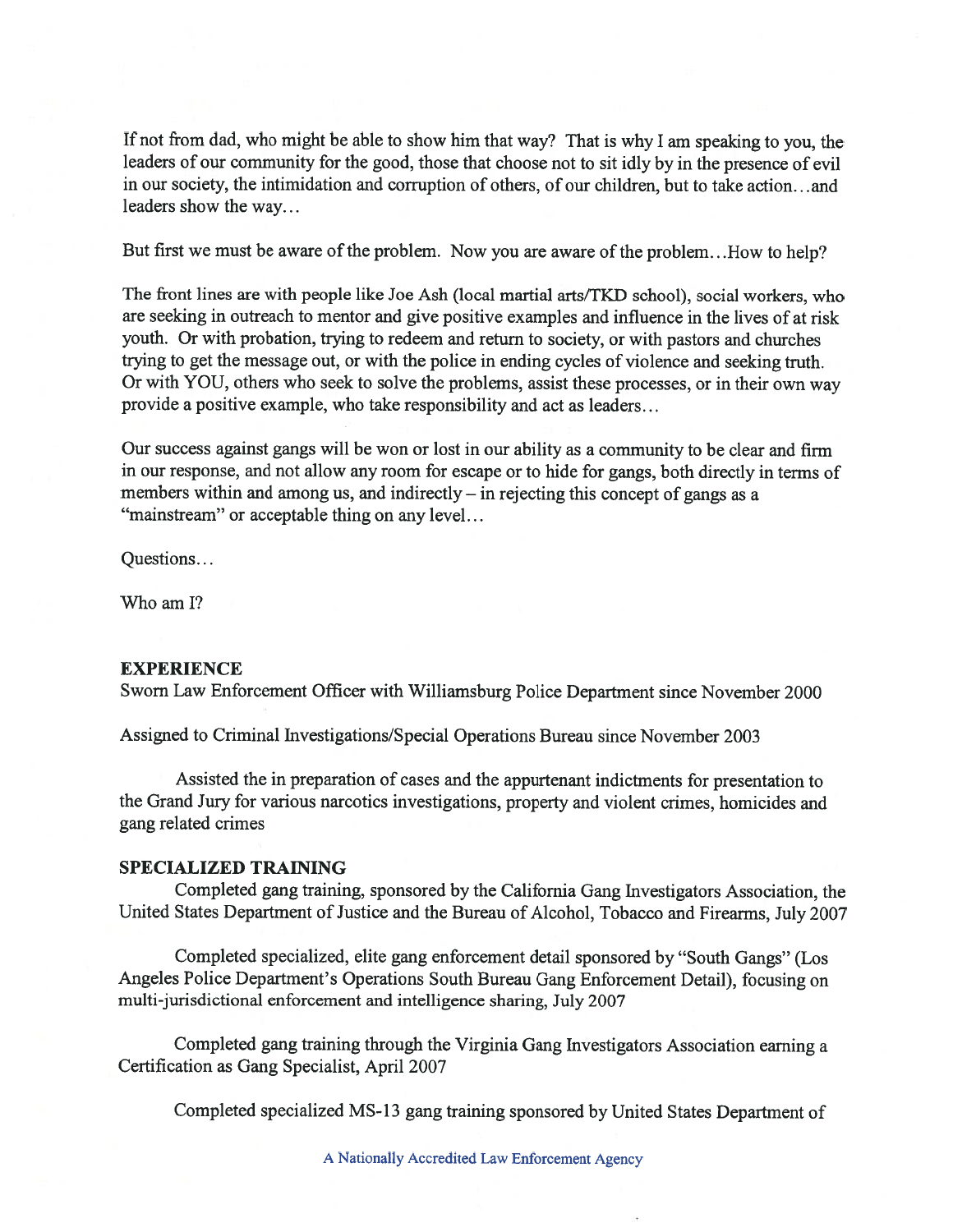If not from dad, who might be able to show him that way? That is why I am speaking to you, the leaders of our community for the good, those that choose not to sit idly by in the presence of evil in our society, the intimidation and corruption of others, of our children, but to take action…and leaders show the way…

But first we must be aware of the problem. Now you are aware of the problem…How to help?

The front lines are with people like Joe Ash (local martial arts/TKD school), social workers, who are seeking in outreach to mentor and give positive examples and influence in the lives of at risk youth. Or with probation, trying to redeem and return to society, or with pastors and churches trying to get the message out, or with the police in ending cycles of violence and seeking truth. Or with YOU, others who seek to solve the problems, assist these processes, or in their own way provide a positive example, who take responsibility and act as leaders…

Our success against gangs will be won or lost in our ability as a community to be clear and firm in our response, and not allow any room for escape or to hide for gangs, both directly in terms of members within and among us, and indirectly – in rejecting this concept of gangs as a "mainstream" or acceptable thing on any level…

Questions…

Who am I?

**EXPERIENCE**

Sworn Law Enforcement Officer with Williamsburg Police Department since November 2000

Assigned to Criminal Investigations/Special Operations Bureau since November 2003

Assisted the in preparation of cases and the appurtenant indictments for presentation to the Grand Jury for various narcotics investigations, property and violent crimes, homicides and gang related crimes

**SPECIALIZED TRAINING**

Completed gang training, sponsored by the California Gang Investigators Association, the United States Department of Justice and the Bureau of Alcohol, Tobacco and Firearms, July 2007

Completed specialized, elite gang enforcement detail sponsored by "South Gangs" (Los Angeles Police Department's Operations South Bureau Gang Enforcement Detail), focusing on multi-jurisdictional enforcement and intelligence sharing, July 2007

Completed gang training through the Virginia Gang Investigators Association earning a Certification as Gang Specialist, April 2007

Completed specialized MS-13 gang training sponsored by United States Department of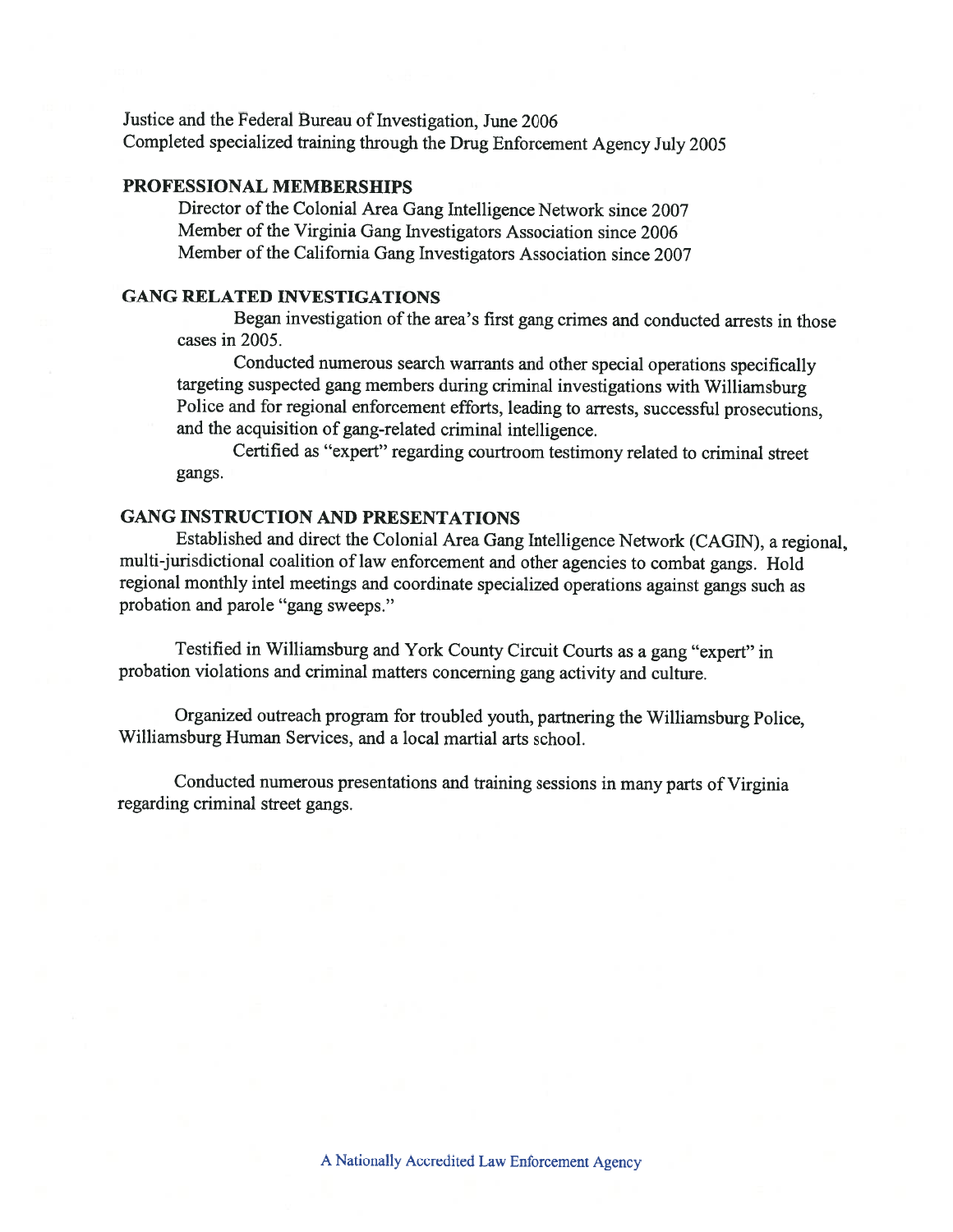Justice and the Federal Bureau of Investigation, June 2006
Completed specialized training through the Drug Enforcement Agency July 2005

**PROFESSIONAL MEMBERSHIPS**

Director of the Colonial Area Gang Intelligence Network since 2007
Member of the Virginia Gang Investigators Association since 2006
Member of the California Gang Investigators Association since 2007

**GANG RELATED INVESTIGATIONS**

Began investigation of the area's first gang crimes and conducted arrests in those cases in 2005.

Conducted numerous search warrants and other special operations specifically targeting suspected gang members during criminal investigations with Williamsburg Police and for regional enforcement efforts, leading to arrests, successful prosecutions, and the acquisition of gang-related criminal intelligence.

Certified as "expert" regarding courtroom testimony related to criminal street gangs.

**GANG INSTRUCTION AND PRESENTATIONS**

Established and direct the Colonial Area Gang Intelligence Network (CAGIN), a regional, multi-jurisdictional coalition of law enforcement and other agencies to combat gangs. Hold regional monthly intel meetings and coordinate specialized operations against gangs such as probation and parole "gang sweeps."

Testified in Williamsburg and York County Circuit Courts as a gang "expert" in probation violations and criminal matters concerning gang activity and culture.

Organized outreach program for troubled youth, partnering the Williamsburg Police, Williamsburg Human Services, and a local martial arts school.

Conducted numerous presentations and training sessions in many parts of Virginia regarding criminal street gangs.